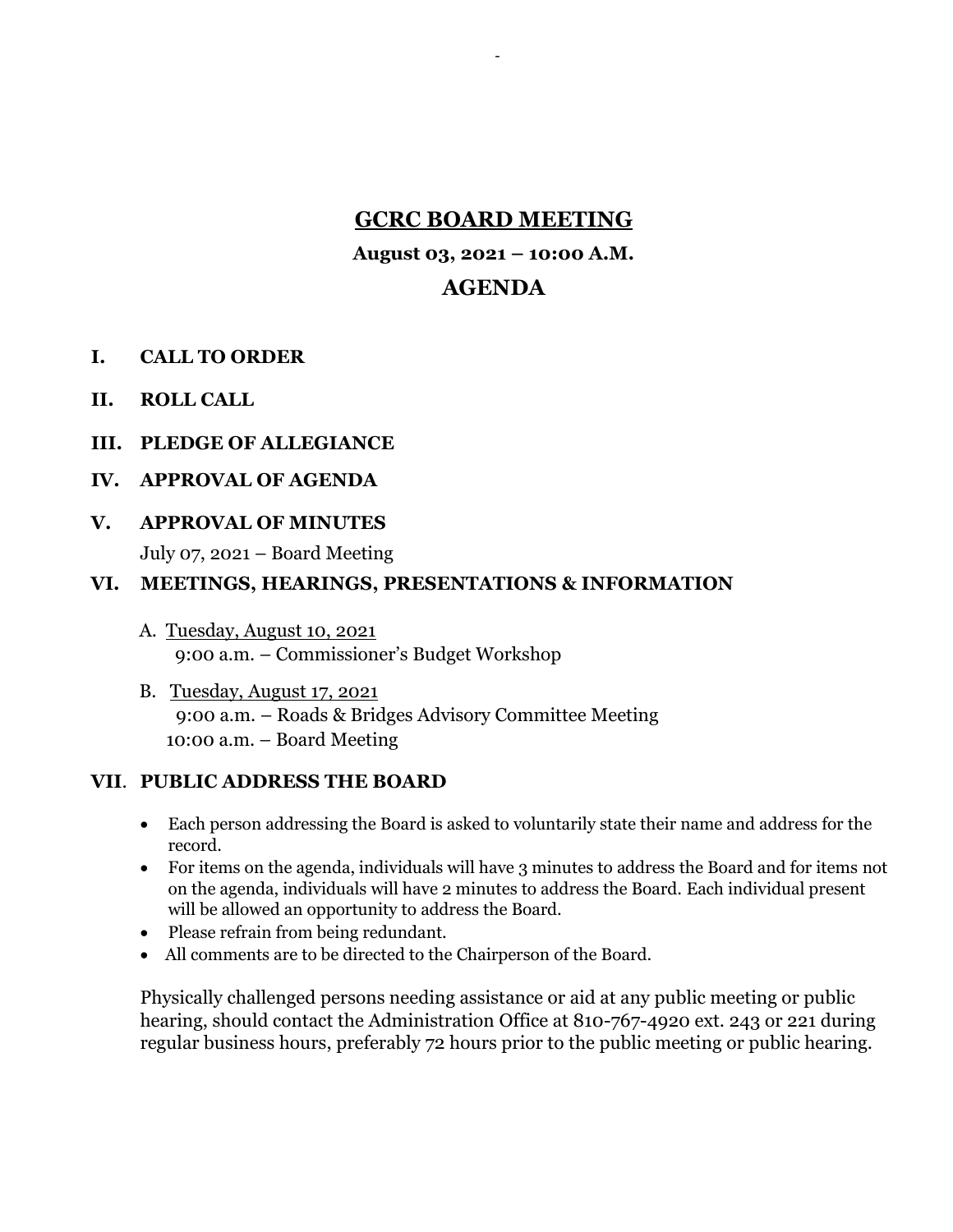# GCRC BOARD MEETING

**August 03, 2021 – 10:00 A.M.**

## AGENDA

**I. CALL TO ORDER**

**II. ROLL CALL**

**III. PLEDGE OF ALLEGIANCE**

**IV. APPROVAL OF AGENDA**

**V. APPROVAL OF MINUTES**

July 07, 2021 – Board Meeting

**VI. MEETINGS, HEARINGS, PRESENTATIONS & INFORMATION**

A. Tuesday, August 10, 2021
9:00 a.m. – Commissioner's Budget Workshop

B. Tuesday, August 17, 2021
9:00 a.m. – Roads & Bridges Advisory Committee Meeting
10:00 a.m. – Board Meeting

**VII. PUBLIC ADDRESS THE BOARD**

- Each person addressing the Board is asked to voluntarily state their name and address for the record.
- For items on the agenda, individuals will have 3 minutes to address the Board and for items not on the agenda, individuals will have 2 minutes to address the Board. Each individual present will be allowed an opportunity to address the Board.
- Please refrain from being redundant.
- All comments are to be directed to the Chairperson of the Board.

Physically challenged persons needing assistance or aid at any public meeting or public hearing, should contact the Administration Office at 810-767-4920 ext. 243 or 221 during regular business hours, preferably 72 hours prior to the public meeting or public hearing.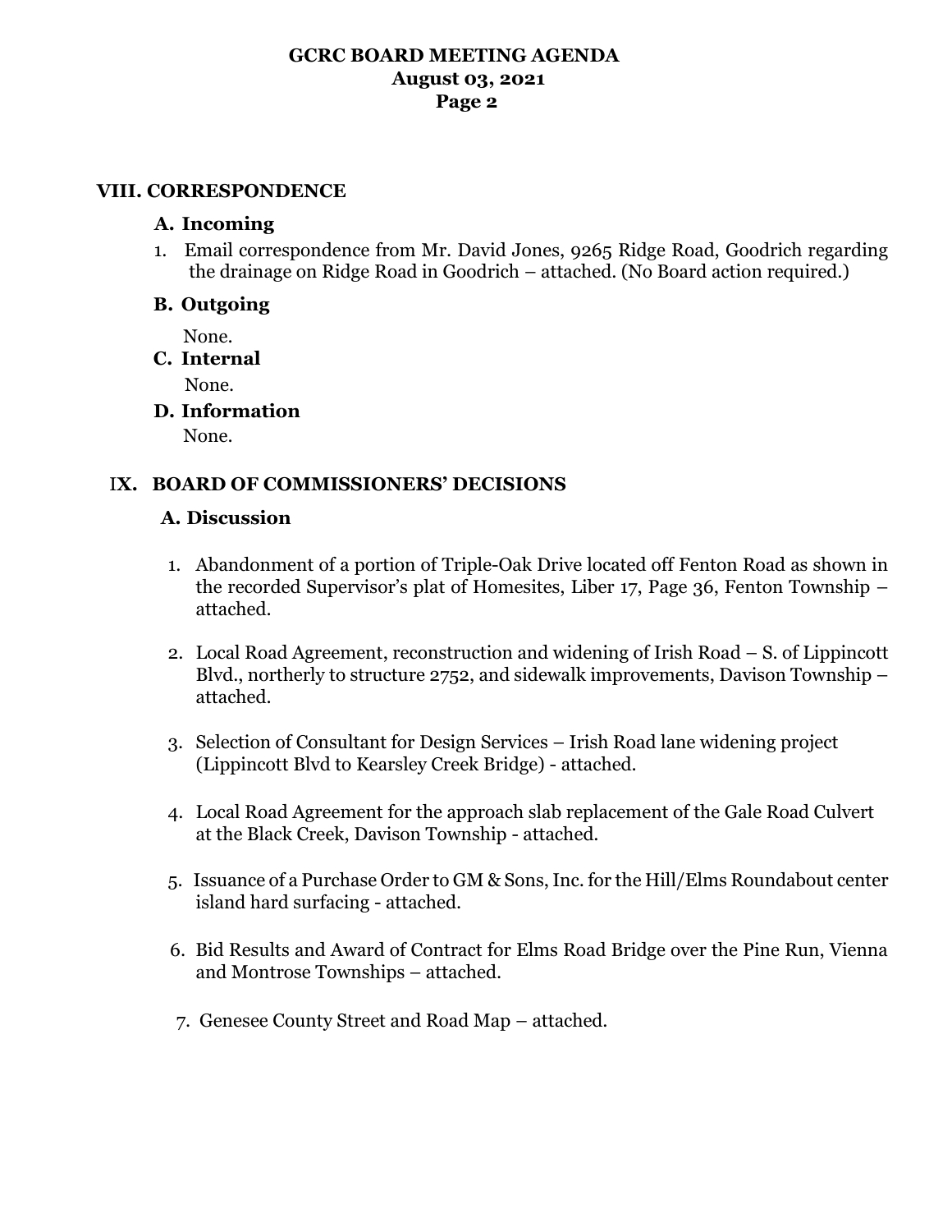## VIII. CORRESPONDENCE

### A. Incoming

1. Email correspondence from Mr. David Jones, 9265 Ridge Road, Goodrich regarding the drainage on Ridge Road in Goodrich – attached. (No Board action required.)

### B. Outgoing

None.

### C. Internal

None.

### D. Information

None.

## IX. BOARD OF COMMISSIONERS' DECISIONS

### A. Discussion

1. Abandonment of a portion of Triple-Oak Drive located off Fenton Road as shown in the recorded Supervisor's plat of Homesites, Liber 17, Page 36, Fenton Township – attached.

2. Local Road Agreement, reconstruction and widening of Irish Road – S. of Lippincott Blvd., northerly to structure 2752, and sidewalk improvements, Davison Township – attached.

3. Selection of Consultant for Design Services – Irish Road lane widening project (Lippincott Blvd to Kearsley Creek Bridge) - attached.

4. Local Road Agreement for the approach slab replacement of the Gale Road Culvert at the Black Creek, Davison Township - attached.

5. Issuance of a Purchase Order to GM & Sons, Inc. for the Hill/Elms Roundabout center island hard surfacing - attached.

6. Bid Results and Award of Contract for Elms Road Bridge over the Pine Run, Vienna and Montrose Townships – attached.

7. Genesee County Street and Road Map – attached.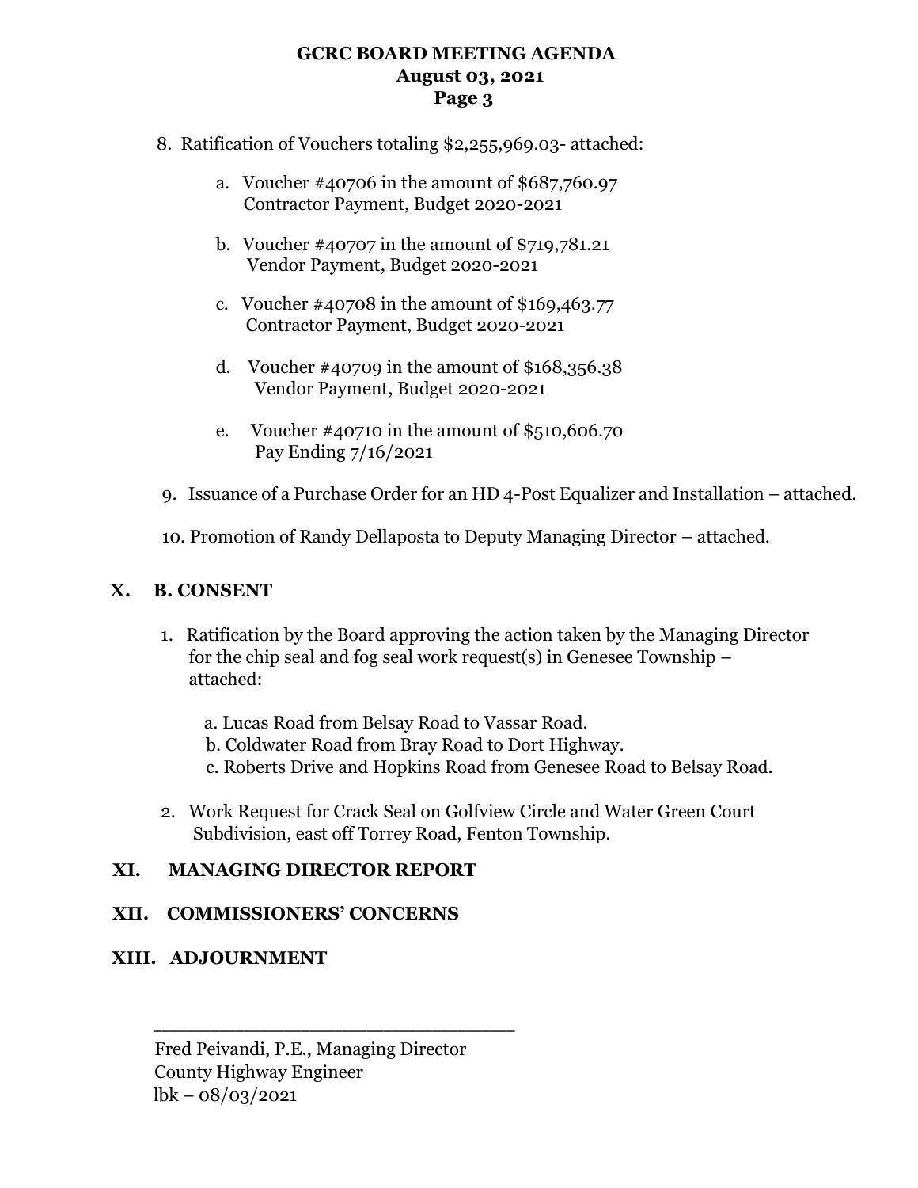8. Ratification of Vouchers totaling $2,255,969.03- attached:

   a. Voucher #40706 in the amount of $687,760.97
      Contractor Payment, Budget 2020-2021

   b. Voucher #40707 in the amount of $719,781.21
      Vendor Payment, Budget 2020-2021

   c. Voucher #40708 in the amount of $169,463.77
      Contractor Payment, Budget 2020-2021

   d. Voucher #40709 in the amount of $168,356.38
      Vendor Payment, Budget 2020-2021

   e. Voucher #40710 in the amount of $510,606.70
      Pay Ending 7/16/2021

9. Issuance of a Purchase Order for an HD 4-Post Equalizer and Installation – attached.

10. Promotion of Randy Dellaposta to Deputy Managing Director – attached.

## X. B. CONSENT

1. Ratification by the Board approving the action taken by the Managing Director for the chip seal and fog seal work request(s) in Genesee Township – attached:

   a. Lucas Road from Belsay Road to Vassar Road.
   b. Coldwater Road from Bray Road to Dort Highway.
   c. Roberts Drive and Hopkins Road from Genesee Road to Belsay Road.

2. Work Request for Crack Seal on Golfview Circle and Water Green Court Subdivision, east off Torrey Road, Fenton Township.

## XI. MANAGING DIRECTOR REPORT

## XII. COMMISSIONERS' CONCERNS

## XIII. ADJOURNMENT

\_\_\_\_\_\_\_\_\_\_\_\_\_\_\_\_\_\_\_\_\_\_\_\_\_\_\_\_\_\_\_\_

Fred Peivandi, P.E., Managing Director
County Highway Engineer
lbk – 08/03/2021